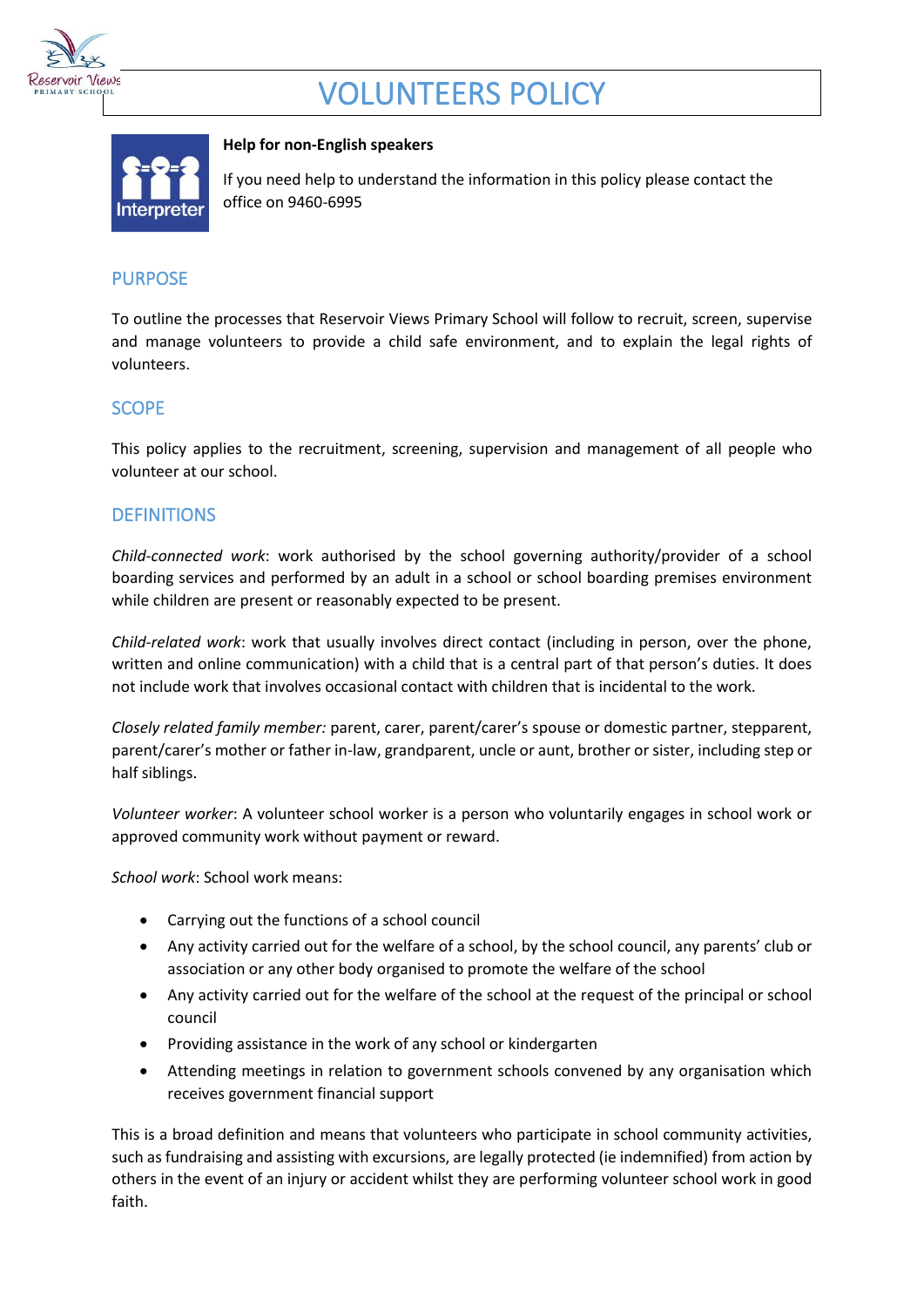# VOLUNTEERS POLICY

**Help for non-English speakers**

If you need help to understand the information in this policy please contact the office on 9460-6995

## PURPOSE

To outline the processes that Reservoir Views Primary School will follow to recruit, screen, supervise and manage volunteers to provide a child safe environment, and to explain the legal rights of volunteers.

## SCOPE

This policy applies to the recruitment, screening, supervision and management of all people who volunteer at our school.

## DEFINITIONS

*Child-connected work*: work authorised by the school governing authority/provider of a school boarding services and performed by an adult in a school or school boarding premises environment while children are present or reasonably expected to be present.

*Child-related work*: work that usually involves direct contact (including in person, over the phone, written and online communication) with a child that is a central part of that person's duties. It does not include work that involves occasional contact with children that is incidental to the work.

*Closely related family member:* parent, carer, parent/carer's spouse or domestic partner, stepparent, parent/carer's mother or father in-law, grandparent, uncle or aunt, brother or sister, including step or half siblings.

*Volunteer worker*: A volunteer school worker is a person who voluntarily engages in school work or approved community work without payment or reward.

*School work*: School work means:

- Carrying out the functions of a school council
- Any activity carried out for the welfare of a school, by the school council, any parents' club or association or any other body organised to promote the welfare of the school
- Any activity carried out for the welfare of the school at the request of the principal or school council
- Providing assistance in the work of any school or kindergarten
- Attending meetings in relation to government schools convened by any organisation which receives government financial support

This is a broad definition and means that volunteers who participate in school community activities, such as fundraising and assisting with excursions, are legally protected (ie indemnified) from action by others in the event of an injury or accident whilst they are performing volunteer school work in good faith.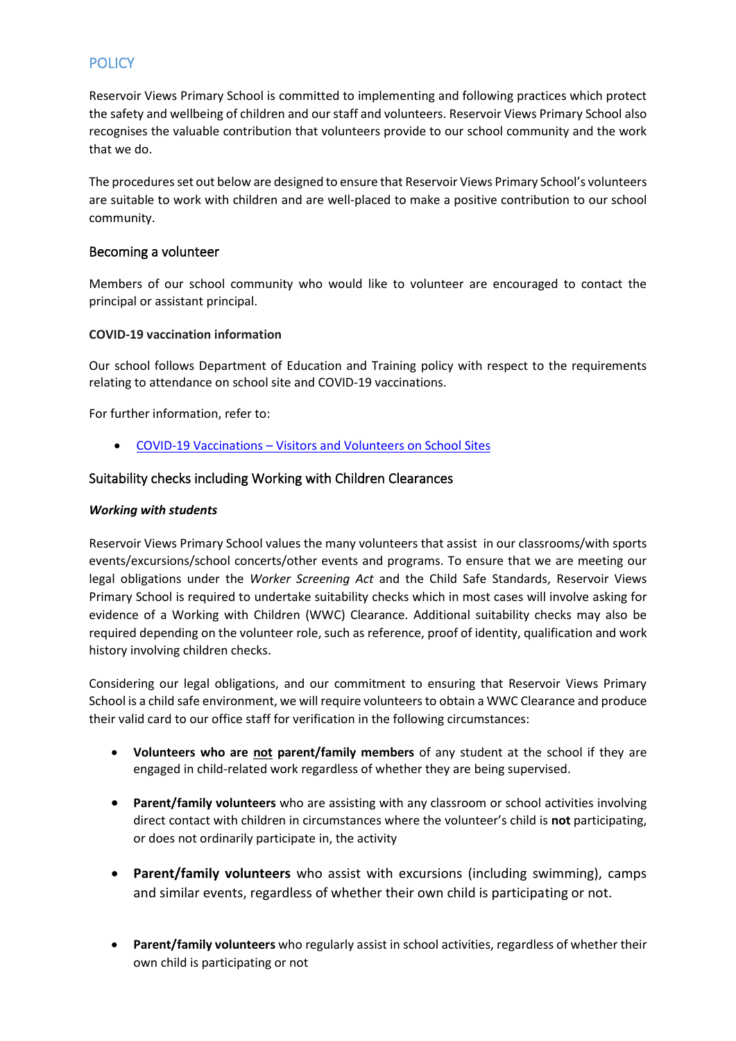## POLICY

Reservoir Views Primary School is committed to implementing and following practices which protect the safety and wellbeing of children and our staff and volunteers. Reservoir Views Primary School also recognises the valuable contribution that volunteers provide to our school community and the work that we do.

The procedures set out below are designed to ensure that Reservoir Views Primary School's volunteers are suitable to work with children and are well-placed to make a positive contribution to our school community.

### Becoming a volunteer

Members of our school community who would like to volunteer are encouraged to contact the principal or assistant principal.

**COVID-19 vaccination information**

Our school follows Department of Education and Training policy with respect to the requirements relating to attendance on school site and COVID-19 vaccinations.

For further information, refer to:

- COVID-19 Vaccinations – Visitors and Volunteers on School Sites

### Suitability checks including Working with Children Clearances

***Working with students***

Reservoir Views Primary School values the many volunteers that assist in our classrooms/with sports events/excursions/school concerts/other events and programs. To ensure that we are meeting our legal obligations under the *Worker Screening Act* and the Child Safe Standards, Reservoir Views Primary School is required to undertake suitability checks which in most cases will involve asking for evidence of a Working with Children (WWC) Clearance. Additional suitability checks may also be required depending on the volunteer role, such as reference, proof of identity, qualification and work history involving children checks.

Considering our legal obligations, and our commitment to ensuring that Reservoir Views Primary School is a child safe environment, we will require volunteers to obtain a WWC Clearance and produce their valid card to our office staff for verification in the following circumstances:

- **Volunteers who are not parent/family members** of any student at the school if they are engaged in child-related work regardless of whether they are being supervised.
- **Parent/family volunteers** who are assisting with any classroom or school activities involving direct contact with children in circumstances where the volunteer's child is **not** participating, or does not ordinarily participate in, the activity
- **Parent/family volunteers** who assist with excursions (including swimming), camps and similar events, regardless of whether their own child is participating or not.
- **Parent/family volunteers** who regularly assist in school activities, regardless of whether their own child is participating or not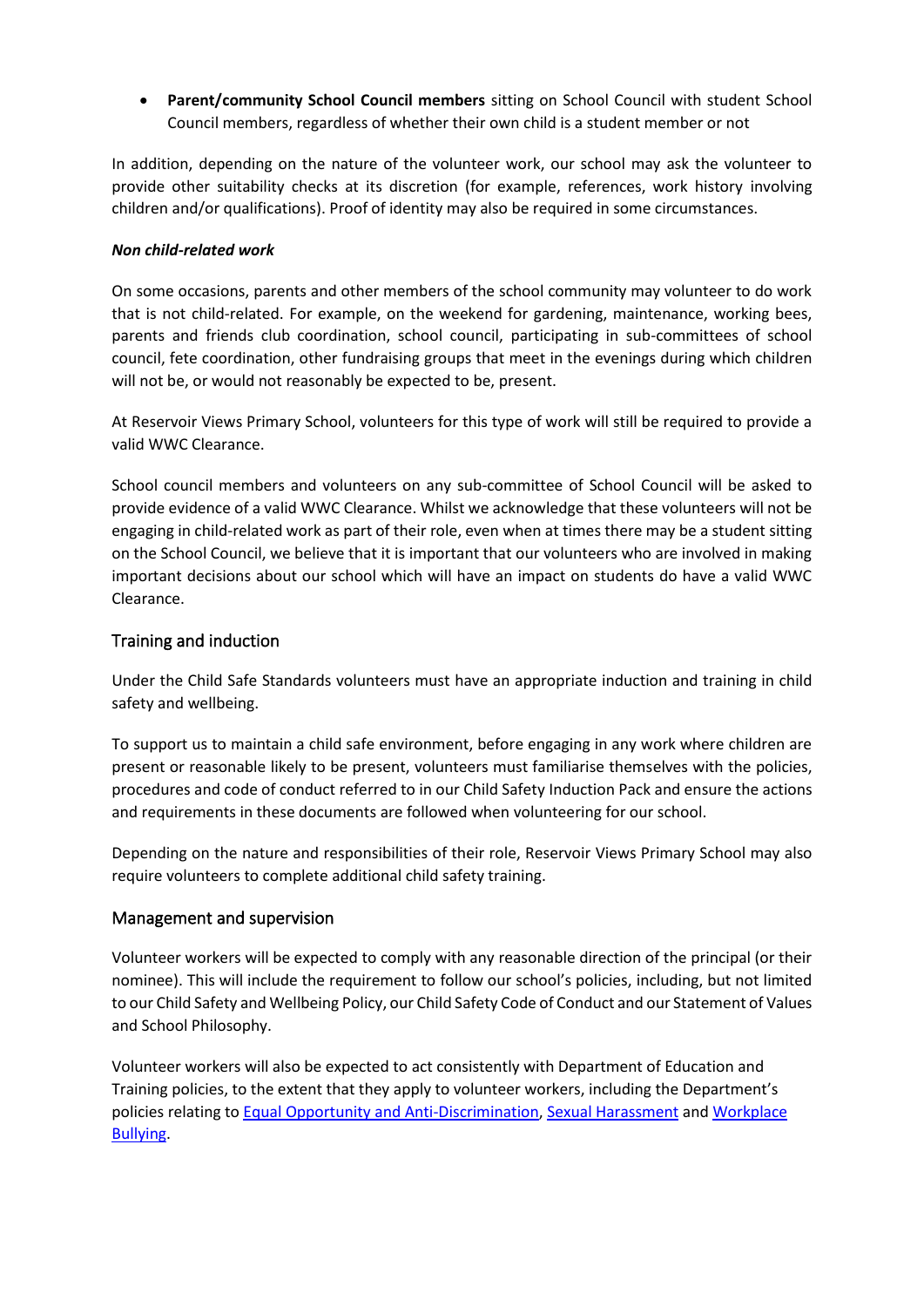- **Parent/community School Council members** sitting on School Council with student School Council members, regardless of whether their own child is a student member or not

In addition, depending on the nature of the volunteer work, our school may ask the volunteer to provide other suitability checks at its discretion (for example, references, work history involving children and/or qualifications). Proof of identity may also be required in some circumstances.

***Non child-related work***

On some occasions, parents and other members of the school community may volunteer to do work that is not child-related. For example, on the weekend for gardening, maintenance, working bees, parents and friends club coordination, school council, participating in sub-committees of school council, fete coordination, other fundraising groups that meet in the evenings during which children will not be, or would not reasonably be expected to be, present.

At Reservoir Views Primary School, volunteers for this type of work will still be required to provide a valid WWC Clearance.

School council members and volunteers on any sub-committee of School Council will be asked to provide evidence of a valid WWC Clearance. Whilst we acknowledge that these volunteers will not be engaging in child-related work as part of their role, even when at times there may be a student sitting on the School Council, we believe that it is important that our volunteers who are involved in making important decisions about our school which will have an impact on students do have a valid WWC Clearance.

## Training and induction

Under the Child Safe Standards volunteers must have an appropriate induction and training in child safety and wellbeing.

To support us to maintain a child safe environment, before engaging in any work where children are present or reasonable likely to be present, volunteers must familiarise themselves with the policies, procedures and code of conduct referred to in our Child Safety Induction Pack and ensure the actions and requirements in these documents are followed when volunteering for our school.

Depending on the nature and responsibilities of their role, Reservoir Views Primary School may also require volunteers to complete additional child safety training.

## Management and supervision

Volunteer workers will be expected to comply with any reasonable direction of the principal (or their nominee). This will include the requirement to follow our school's policies, including, but not limited to our Child Safety and Wellbeing Policy, our Child Safety Code of Conduct and our Statement of Values and School Philosophy.

Volunteer workers will also be expected to act consistently with Department of Education and Training policies, to the extent that they apply to volunteer workers, including the Department's policies relating to Equal Opportunity and Anti-Discrimination, Sexual Harassment and Workplace Bullying.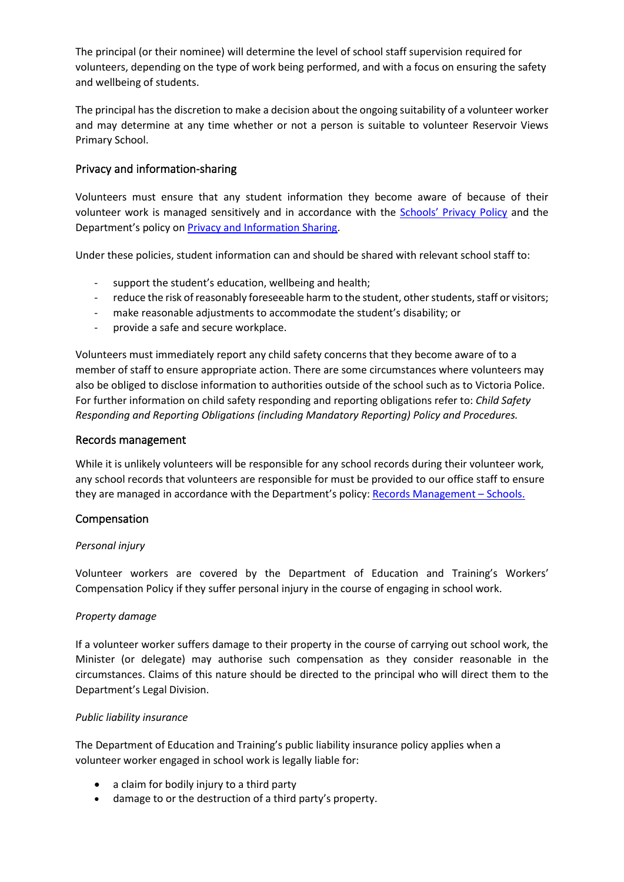The principal (or their nominee) will determine the level of school staff supervision required for volunteers, depending on the type of work being performed, and with a focus on ensuring the safety and wellbeing of students.

The principal has the discretion to make a decision about the ongoing suitability of a volunteer worker and may determine at any time whether or not a person is suitable to volunteer Reservoir Views Primary School.

## Privacy and information-sharing

Volunteers must ensure that any student information they become aware of because of their volunteer work is managed sensitively and in accordance with the Schools' Privacy Policy and the Department's policy on Privacy and Information Sharing.

Under these policies, student information can and should be shared with relevant school staff to:

- support the student's education, wellbeing and health;
- reduce the risk of reasonably foreseeable harm to the student, other students, staff or visitors;
- make reasonable adjustments to accommodate the student's disability; or
- provide a safe and secure workplace.

Volunteers must immediately report any child safety concerns that they become aware of to a member of staff to ensure appropriate action. There are some circumstances where volunteers may also be obliged to disclose information to authorities outside of the school such as to Victoria Police. For further information on child safety responding and reporting obligations refer to: *Child Safety Responding and Reporting Obligations (including Mandatory Reporting) Policy and Procedures.*

## Records management

While it is unlikely volunteers will be responsible for any school records during their volunteer work, any school records that volunteers are responsible for must be provided to our office staff to ensure they are managed in accordance with the Department's policy: Records Management – Schools.

## Compensation

*Personal injury*

Volunteer workers are covered by the Department of Education and Training's Workers' Compensation Policy if they suffer personal injury in the course of engaging in school work.

*Property damage*

If a volunteer worker suffers damage to their property in the course of carrying out school work, the Minister (or delegate) may authorise such compensation as they consider reasonable in the circumstances. Claims of this nature should be directed to the principal who will direct them to the Department's Legal Division.

*Public liability insurance*

The Department of Education and Training's public liability insurance policy applies when a volunteer worker engaged in school work is legally liable for:

- a claim for bodily injury to a third party
- damage to or the destruction of a third party's property.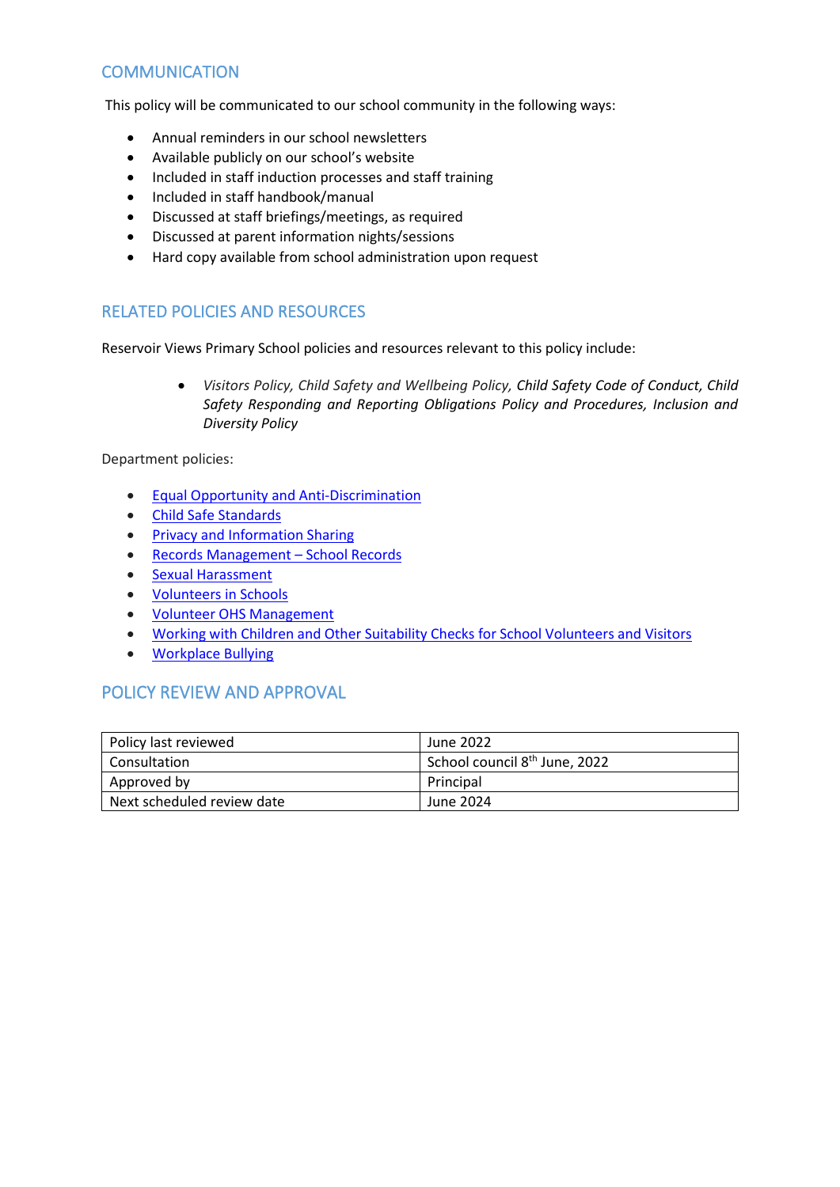## COMMUNICATION

This policy will be communicated to our school community in the following ways:

- Annual reminders in our school newsletters
- Available publicly on our school's website
- Included in staff induction processes and staff training
- Included in staff handbook/manual
- Discussed at staff briefings/meetings, as required
- Discussed at parent information nights/sessions
- Hard copy available from school administration upon request

## RELATED POLICIES AND RESOURCES

Reservoir Views Primary School policies and resources relevant to this policy include:

- *Visitors Policy, Child Safety and Wellbeing Policy, Child Safety Code of Conduct, Child Safety Responding and Reporting Obligations Policy and Procedures, Inclusion and Diversity Policy*

Department policies:

- Equal Opportunity and Anti-Discrimination
- Child Safe Standards
- Privacy and Information Sharing
- Records Management – School Records
- Sexual Harassment
- Volunteers in Schools
- Volunteer OHS Management
- Working with Children and Other Suitability Checks for School Volunteers and Visitors
- Workplace Bullying

## POLICY REVIEW AND APPROVAL

| | |
|---|---|
| Policy last reviewed | June 2022 |
| Consultation | School council 8th June, 2022 |
| Approved by | Principal |
| Next scheduled review date | June 2024 |